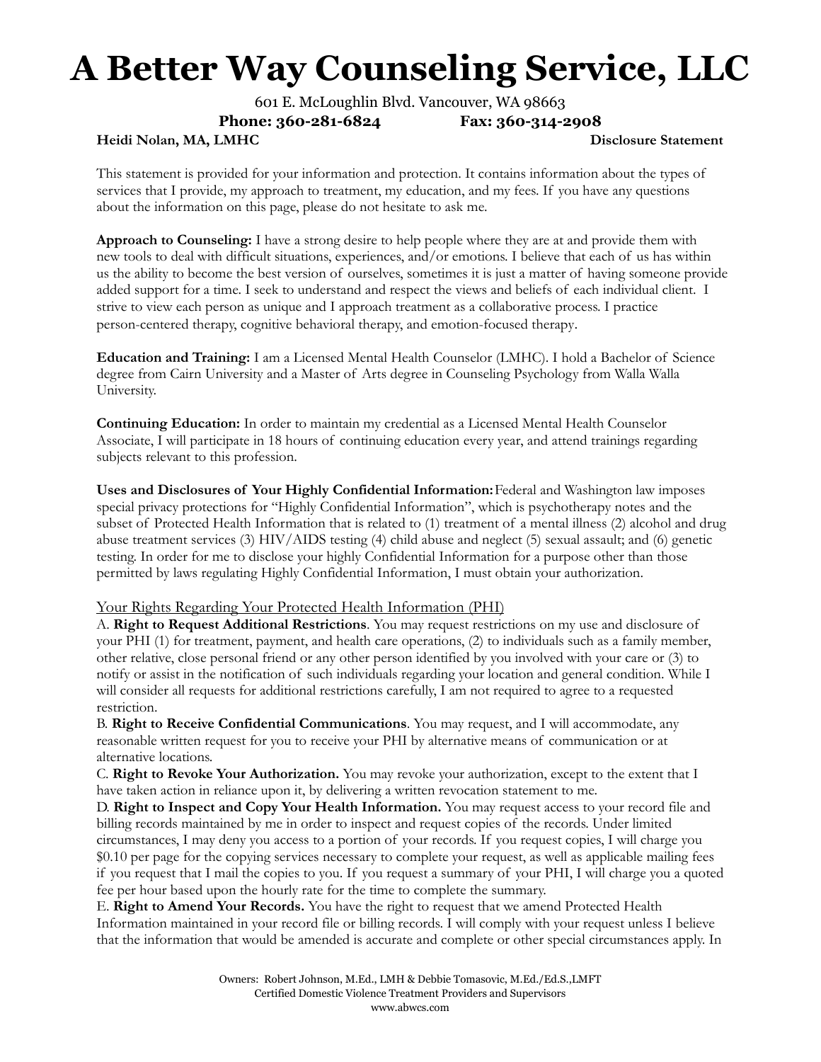# A Better Way Counseling Service, LLC

601 E. McLoughlin Blvd. Vancouver, WA 98663

**Phone: 360-281-6824** **Fax: 360-314-2908**

**Heidi Nolan, MA, LMHC** **Disclosure Statement**

This statement is provided for your information and protection. It contains information about the types of services that I provide, my approach to treatment, my education, and my fees. If you have any questions about the information on this page, please do not hesitate to ask me.

**Approach to Counseling:** I have a strong desire to help people where they are at and provide them with new tools to deal with difficult situations, experiences, and/or emotions. I believe that each of us has within us the ability to become the best version of ourselves, sometimes it is just a matter of having someone provide added support for a time. I seek to understand and respect the views and beliefs of each individual client. I strive to view each person as unique and I approach treatment as a collaborative process. I practice person-centered therapy, cognitive behavioral therapy, and emotion-focused therapy.

**Education and Training:** I am a Licensed Mental Health Counselor (LMHC). I hold a Bachelor of Science degree from Cairn University and a Master of Arts degree in Counseling Psychology from Walla Walla University.

**Continuing Education:** In order to maintain my credential as a Licensed Mental Health Counselor Associate, I will participate in 18 hours of continuing education every year, and attend trainings regarding subjects relevant to this profession.

**Uses and Disclosures of Your Highly Confidential Information:** Federal and Washington law imposes special privacy protections for "Highly Confidential Information", which is psychotherapy notes and the subset of Protected Health Information that is related to (1) treatment of a mental illness (2) alcohol and drug abuse treatment services (3) HIV/AIDS testing (4) child abuse and neglect (5) sexual assault; and (6) genetic testing. In order for me to disclose your highly Confidential Information for a purpose other than those permitted by laws regulating Highly Confidential Information, I must obtain your authorization.

Your Rights Regarding Your Protected Health Information (PHI)

A. **Right to Request Additional Restrictions**. You may request restrictions on my use and disclosure of your PHI (1) for treatment, payment, and health care operations, (2) to individuals such as a family member, other relative, close personal friend or any other person identified by you involved with your care or (3) to notify or assist in the notification of such individuals regarding your location and general condition. While I will consider all requests for additional restrictions carefully, I am not required to agree to a requested restriction.

B. **Right to Receive Confidential Communications**. You may request, and I will accommodate, any reasonable written request for you to receive your PHI by alternative means of communication or at alternative locations.

C. **Right to Revoke Your Authorization.** You may revoke your authorization, except to the extent that I have taken action in reliance upon it, by delivering a written revocation statement to me.

D. **Right to Inspect and Copy Your Health Information.** You may request access to your record file and billing records maintained by me in order to inspect and request copies of the records. Under limited circumstances, I may deny you access to a portion of your records. If you request copies, I will charge you $0.10 per page for the copying services necessary to complete your request, as well as applicable mailing fees if you request that I mail the copies to you. If you request a summary of your PHI, I will charge you a quoted fee per hour based upon the hourly rate for the time to complete the summary.

E. **Right to Amend Your Records.** You have the right to request that we amend Protected Health Information maintained in your record file or billing records. I will comply with your request unless I believe that the information that would be amended is accurate and complete or other special circumstances apply. In

Owners: Robert Johnson, M.Ed., LMH & Debbie Tomasovic, M.Ed./Ed.S.,LMFT
Certified Domestic Violence Treatment Providers and Supervisors
www.abwcs.com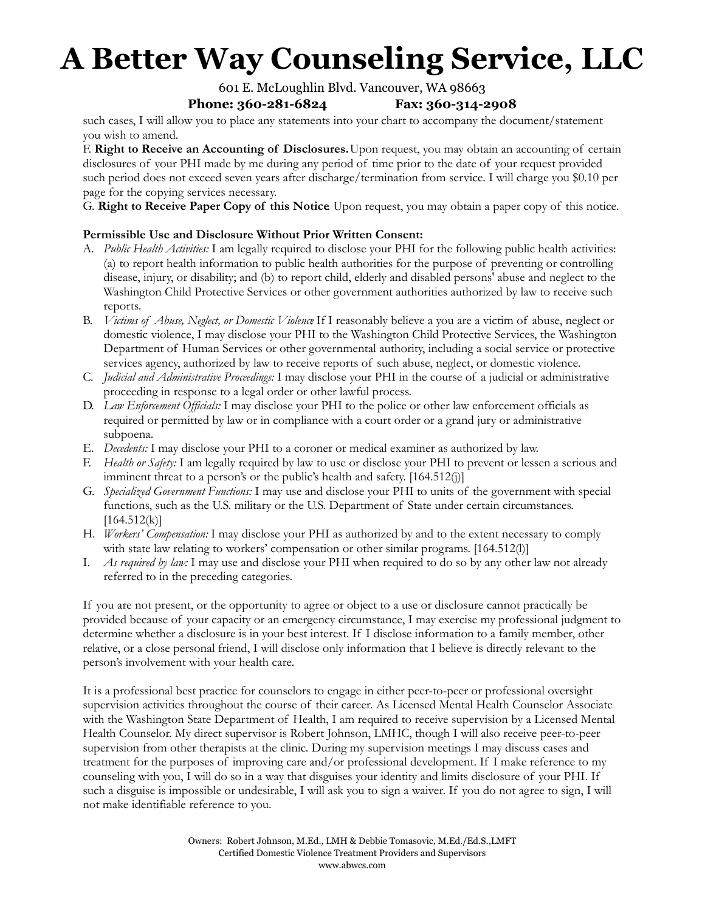such cases, I will allow you to place any statements into your chart to accompany the document/statement you wish to amend.

F. **Right to Receive an Accounting of Disclosures.** Upon request, you may obtain an accounting of certain disclosures of your PHI made by me during any period of time prior to the date of your request provided such period does not exceed seven years after discharge/termination from service. I will charge you $0.10 per page for the copying services necessary.

G. **Right to Receive Paper Copy of this Notice**. Upon request, you may obtain a paper copy of this notice.

**Permissible Use and Disclosure Without Prior Written Consent:**

A. *Public Health Activities:* I am legally required to disclose your PHI for the following public health activities: (a) to report health information to public health authorities for the purpose of preventing or controlling disease, injury, or disability; and (b) to report child, elderly and disabled persons' abuse and neglect to the Washington Child Protective Services or other government authorities authorized by law to receive such reports.

B. *Victims of Abuse, Neglect, or Domestic Violence*: If I reasonably believe a you are a victim of abuse, neglect or domestic violence, I may disclose your PHI to the Washington Child Protective Services, the Washington Department of Human Services or other governmental authority, including a social service or protective services agency, authorized by law to receive reports of such abuse, neglect, or domestic violence.

C. *Judicial and Administrative Proceedings:* I may disclose your PHI in the course of a judicial or administrative proceeding in response to a legal order or other lawful process.

D. *Law Enforcement Officials:* I may disclose your PHI to the police or other law enforcement officials as required or permitted by law or in compliance with a court order or a grand jury or administrative subpoena.

E. *Decedents:* I may disclose your PHI to a coroner or medical examiner as authorized by law.

F. *Health or Safety:* I am legally required by law to use or disclose your PHI to prevent or lessen a serious and imminent threat to a person's or the public's health and safety. [164.512(j)]

G. *Specialized Government Functions:* I may use and disclose your PHI to units of the government with special functions, such as the U.S. military or the U.S. Department of State under certain circumstances. [164.512(k)]

H. *Workers' Compensation:* I may disclose your PHI as authorized by and to the extent necessary to comply with state law relating to workers' compensation or other similar programs. [164.512(l)]

I. *As required by law:* I may use and disclose your PHI when required to do so by any other law not already referred to in the preceding categories.

If you are not present, or the opportunity to agree or object to a use or disclosure cannot practically be provided because of your capacity or an emergency circumstance, I may exercise my professional judgment to determine whether a disclosure is in your best interest. If I disclose information to a family member, other relative, or a close personal friend, I will disclose only information that I believe is directly relevant to the person's involvement with your health care.

It is a professional best practice for counselors to engage in either peer-to-peer or professional oversight supervision activities throughout the course of their career. As Licensed Mental Health Counselor Associate with the Washington State Department of Health, I am required to receive supervision by a Licensed Mental Health Counselor. My direct supervisor is Robert Johnson, LMHC, though I will also receive peer-to-peer supervision from other therapists at the clinic. During my supervision meetings I may discuss cases and treatment for the purposes of improving care and/or professional development. If I make reference to my counseling with you, I will do so in a way that disguises your identity and limits disclosure of your PHI. If such a disguise is impossible or undesirable, I will ask you to sign a waiver. If you do not agree to sign, I will not make identifiable reference to you.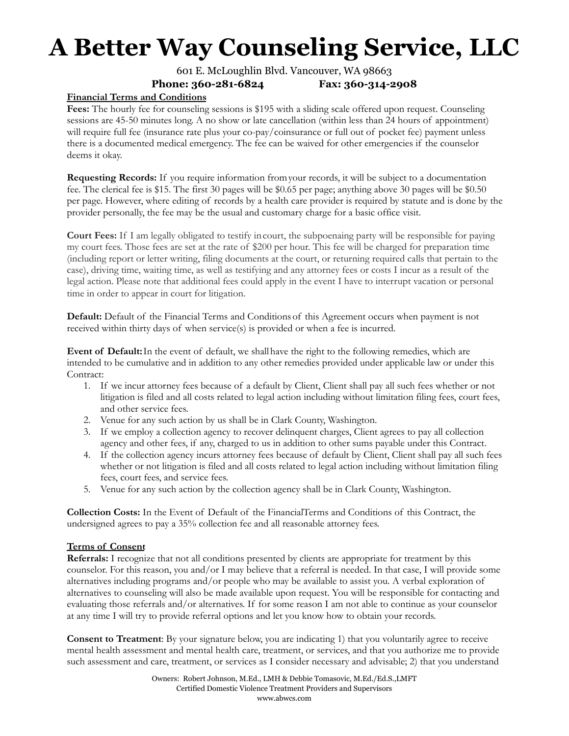# A Better Way Counseling Service, LLC

601 E. McLoughlin Blvd. Vancouver, WA 98663

**Phone: 360-281-6824 Fax: 360-314-2908**

**Financial Terms and Conditions**

**Fees:** The hourly fee for counseling sessions is $195 with a sliding scale offered upon request. Counseling sessions are 45-50 minutes long. A no show or late cancellation (within less than 24 hours of appointment) will require full fee (insurance rate plus your co-pay/coinsurance or full out of pocket fee) payment unless there is a documented medical emergency. The fee can be waived for other emergencies if the counselor deems it okay.

**Requesting Records:** If you require information from your records, it will be subject to a documentation fee. The clerical fee is $15. The first 30 pages will be $0.65 per page; anything above 30 pages will be $0.50 per page. However, where editing of records by a health care provider is required by statute and is done by the provider personally, the fee may be the usual and customary charge for a basic office visit.

**Court Fees:** If I am legally obligated to testify in court, the subpoenaing party will be responsible for paying my court fees. Those fees are set at the rate of $200 per hour. This fee will be charged for preparation time (including report or letter writing, filing documents at the court, or returning required calls that pertain to the case), driving time, waiting time, as well as testifying and any attorney fees or costs I incur as a result of the legal action. Please note that additional fees could apply in the event I have to interrupt vacation or personal time in order to appear in court for litigation.

**Default:** Default of the Financial Terms and Conditions of this Agreement occurs when payment is not received within thirty days of when service(s) is provided or when a fee is incurred.

**Event of Default:** In the event of default, we shall have the right to the following remedies, which are intended to be cumulative and in addition to any other remedies provided under applicable law or under this Contract:

1. If we incur attorney fees because of a default by Client, Client shall pay all such fees whether or not litigation is filed and all costs related to legal action including without limitation filing fees, court fees, and other service fees.
2. Venue for any such action by us shall be in Clark County, Washington.
3. If we employ a collection agency to recover delinquent charges, Client agrees to pay all collection agency and other fees, if any, charged to us in addition to other sums payable under this Contract.
4. If the collection agency incurs attorney fees because of default by Client, Client shall pay all such fees whether or not litigation is filed and all costs related to legal action including without limitation filing fees, court fees, and service fees.
5. Venue for any such action by the collection agency shall be in Clark County, Washington.

**Collection Costs:** In the Event of Default of the Financial Terms and Conditions of this Contract, the undersigned agrees to pay a 35% collection fee and all reasonable attorney fees.

**Terms of Consent**

**Referrals:** I recognize that not all conditions presented by clients are appropriate for treatment by this counselor. For this reason, you and/or I may believe that a referral is needed. In that case, I will provide some alternatives including programs and/or people who may be available to assist you. A verbal exploration of alternatives to counseling will also be made available upon request. You will be responsible for contacting and evaluating those referrals and/or alternatives. If for some reason I am not able to continue as your counselor at any time I will try to provide referral options and let you know how to obtain your records.

**Consent to Treatment**: By your signature below, you are indicating 1) that you voluntarily agree to receive mental health assessment and mental health care, treatment, or services, and that you authorize me to provide such assessment and care, treatment, or services as I consider necessary and advisable; 2) that you understand

Owners: Robert Johnson, M.Ed., LMH & Debbie Tomasovic, M.Ed./Ed.S.,LMFT
Certified Domestic Violence Treatment Providers and Supervisors
www.abwcs.com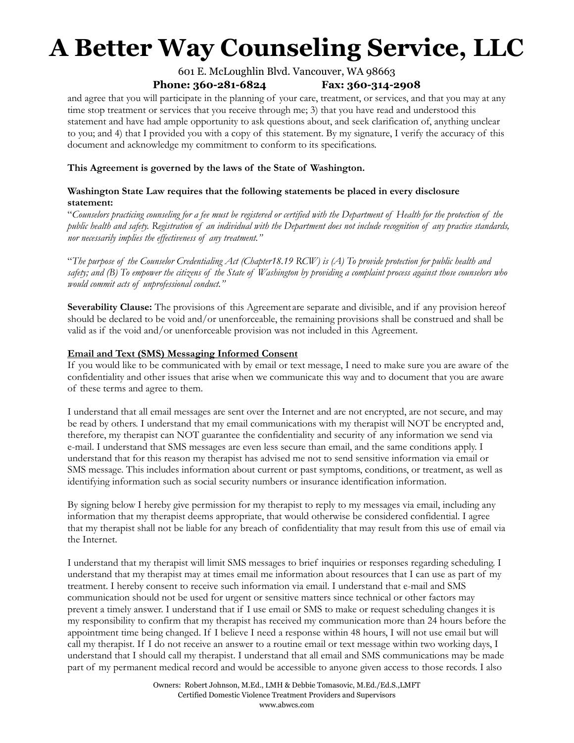and agree that you will participate in the planning of your care, treatment, or services, and that you may at any time stop treatment or services that you receive through me; 3) that you have read and understood this statement and have had ample opportunity to ask questions about, and seek clarification of, anything unclear to you; and 4) that I provided you with a copy of this statement. By my signature, I verify the accuracy of this document and acknowledge my commitment to conform to its specifications.

**This Agreement is governed by the laws of the State of Washington.**

**Washington State Law requires that the following statements be placed in every disclosure statement:**

"*Counselors practicing counseling for a fee must be registered or certified with the Department of Health for the protection of the public health and safety. Registration of an individual with the Department does not include recognition of any practice standards, nor necessarily implies the effectiveness of any treatment.*"

"*The purpose of the Counselor Credentialing Act (Chapter18.19 RCW) is (A) To provide protection for public health and safety; and (B) To empower the citizens of the State of Washington by providing a complaint process against those counselors who would commit acts of unprofessional conduct.*"

**Severability Clause:** The provisions of this Agreement are separate and divisible, and if any provision hereof should be declared to be void and/or unenforceable, the remaining provisions shall be construed and shall be valid as if the void and/or unenforceable provision was not included in this Agreement.

**<u>Email and Text (SMS) Messaging Informed Consent</u>**

If you would like to be communicated with by email or text message, I need to make sure you are aware of the confidentiality and other issues that arise when we communicate this way and to document that you are aware of these terms and agree to them.

I understand that all email messages are sent over the Internet and are not encrypted, are not secure, and may be read by others. I understand that my email communications with my therapist will NOT be encrypted and, therefore, my therapist can NOT guarantee the confidentiality and security of any information we send via e-mail. I understand that SMS messages are even less secure than email, and the same conditions apply. I understand that for this reason my therapist has advised me not to send sensitive information via email or SMS message. This includes information about current or past symptoms, conditions, or treatment, as well as identifying information such as social security numbers or insurance identification information.

By signing below I hereby give permission for my therapist to reply to my messages via email, including any information that my therapist deems appropriate, that would otherwise be considered confidential. I agree that my therapist shall not be liable for any breach of confidentiality that may result from this use of email via the Internet.

I understand that my therapist will limit SMS messages to brief inquiries or responses regarding scheduling. I understand that my therapist may at times email me information about resources that I can use as part of my treatment. I hereby consent to receive such information via email. I understand that e-mail and SMS communication should not be used for urgent or sensitive matters since technical or other factors may prevent a timely answer. I understand that if I use email or SMS to make or request scheduling changes it is my responsibility to confirm that my therapist has received my communication more than 24 hours before the appointment time being changed. If I believe I need a response within 48 hours, I will not use email but will call my therapist. If I do not receive an answer to a routine email or text message within two working days, I understand that I should call my therapist. I understand that all email and SMS communications may be made part of my permanent medical record and would be accessible to anyone given access to those records. I also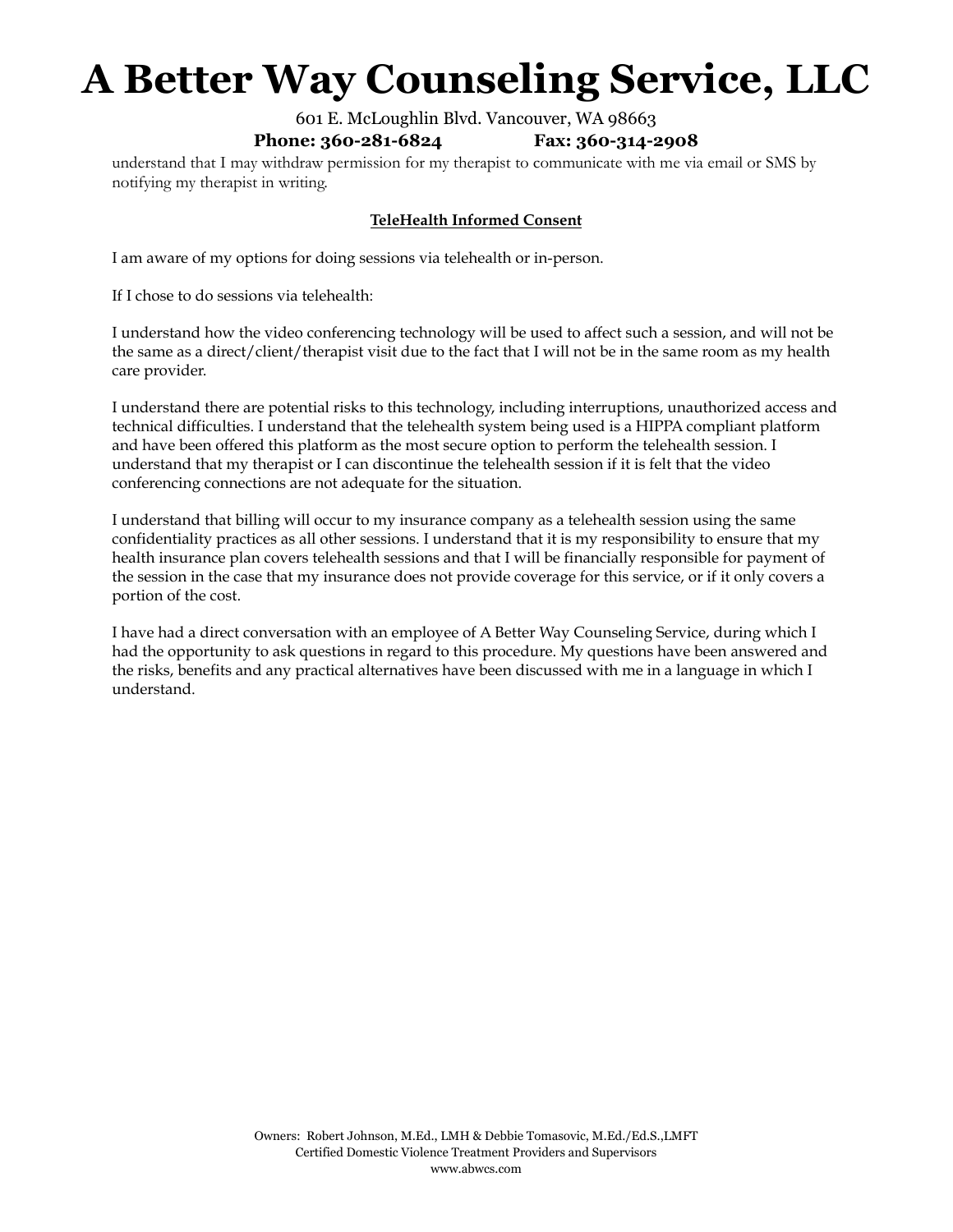understand that I may withdraw permission for my therapist to communicate with me via email or SMS by notifying my therapist in writing.

**TeleHealth Informed Consent**

I am aware of my options for doing sessions via telehealth or in-person.

If I chose to do sessions via telehealth:

I understand how the video conferencing technology will be used to affect such a session, and will not be the same as a direct/client/therapist visit due to the fact that I will not be in the same room as my health care provider.

I understand there are potential risks to this technology, including interruptions, unauthorized access and technical difficulties. I understand that the telehealth system being used is a HIPPA compliant platform and have been offered this platform as the most secure option to perform the telehealth session. I understand that my therapist or I can discontinue the telehealth session if it is felt that the video conferencing connections are not adequate for the situation.

I understand that billing will occur to my insurance company as a telehealth session using the same confidentiality practices as all other sessions. I understand that it is my responsibility to ensure that my health insurance plan covers telehealth sessions and that I will be financially responsible for payment of the session in the case that my insurance does not provide coverage for this service, or if it only covers a portion of the cost.

I have had a direct conversation with an employee of A Better Way Counseling Service, during which I had the opportunity to ask questions in regard to this procedure. My questions have been answered and the risks, benefits and any practical alternatives have been discussed with me in a language in which I understand.